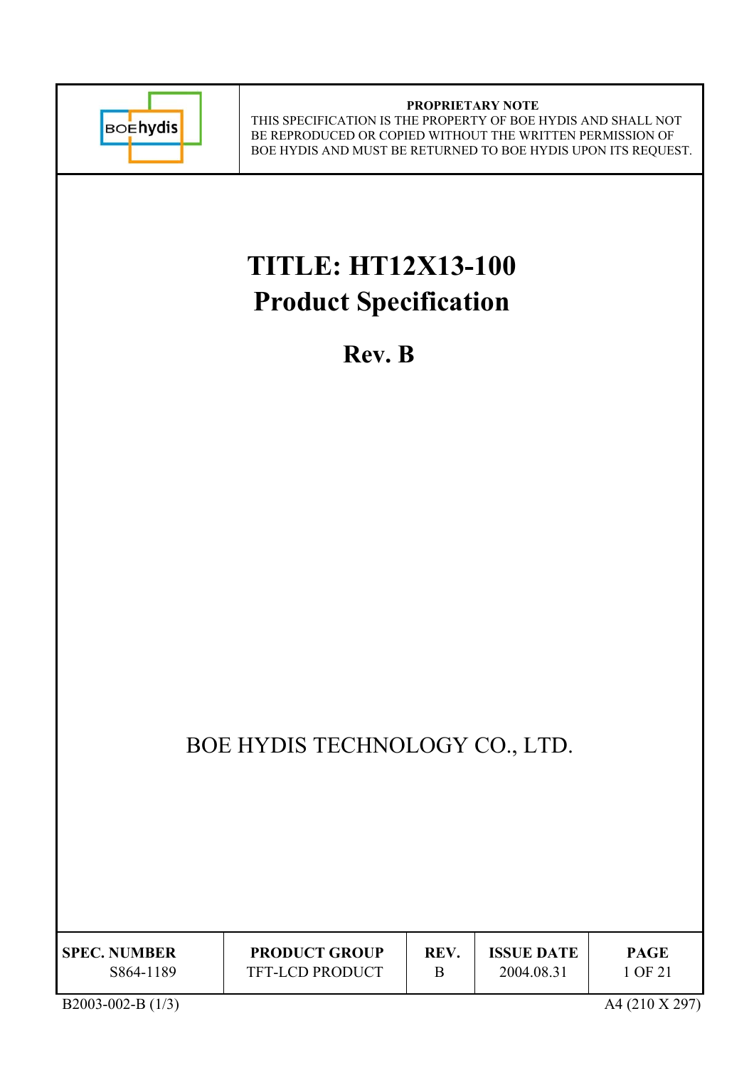**PROPRIETARY NOTE**
THIS SPECIFICATION IS THE PROPERTY OF BOE HYDIS AND SHALL NOT BE REPRODUCED OR COPIED WITHOUT THE WRITTEN PERMISSION OF BOE HYDIS AND MUST BE RETURNED TO BOE HYDIS UPON ITS REQUEST.

# TITLE: HT12X13-100
# Product Specification

## Rev. B

BOE HYDIS TECHNOLOGY CO., LTD.

| SPEC. NUMBER | PRODUCT GROUP | REV. | ISSUE DATE | PAGE |
|---|---|---|---|---|
| S864-1189 | TFT-LCD PRODUCT | B | 2004.08.31 | 1 OF 21 |

B2003-002-B (1/3) A4 (210 X 297)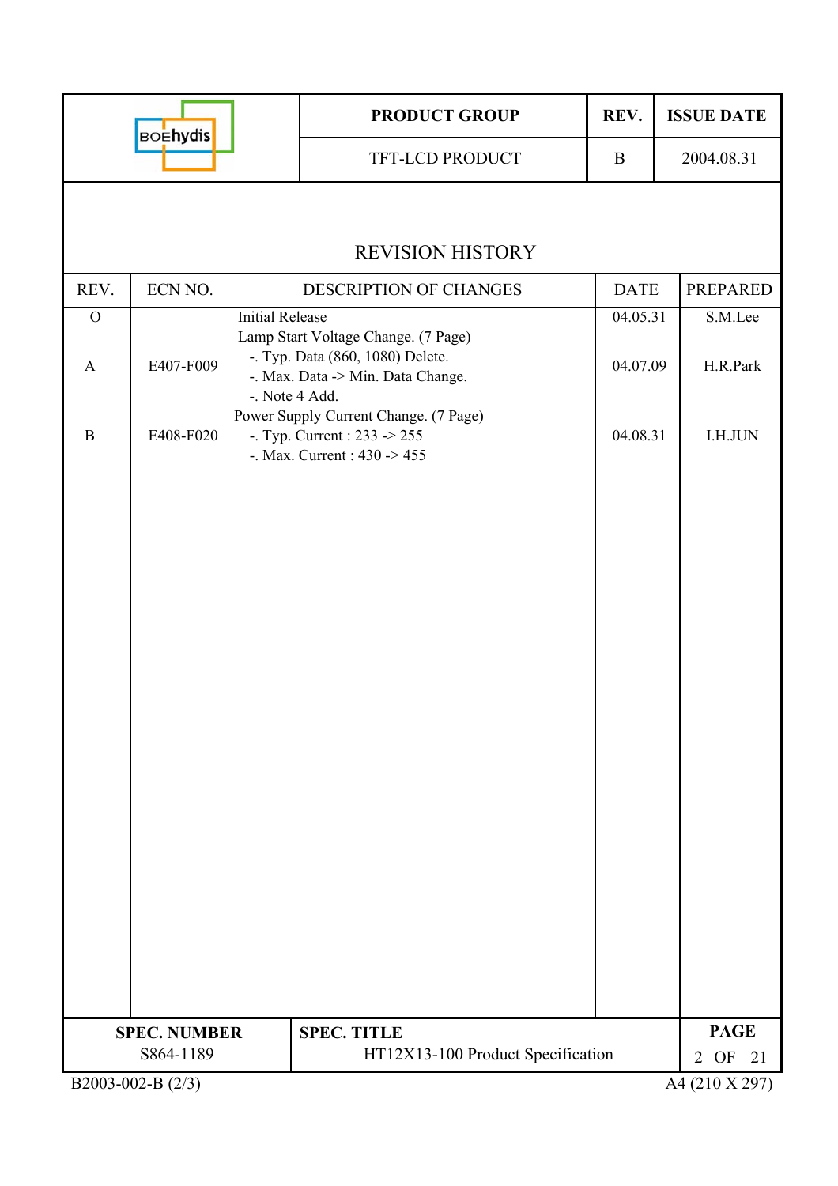# REVISION HISTORY

| REV. | ECN NO. | DESCRIPTION OF CHANGES | DATE | PREPARED |
|---|---|---|---|---|
| O | | Initial Release | 04.05.31 | S.M.Lee |
| A | E407-F009 | Lamp Start Voltage Change. (7 Page)<br>-. Typ. Data (860, 1080) Delete.<br>-. Max. Data -> Min. Data Change.<br>-. Note 4 Add. | 04.07.09 | H.R.Park |
| B | E408-F020 | Power Supply Current Change. (7 Page)<br>-. Typ. Current : 233 -> 255<br>-. Max. Current : 430 -> 455 | 04.08.31 | I.H.JUN |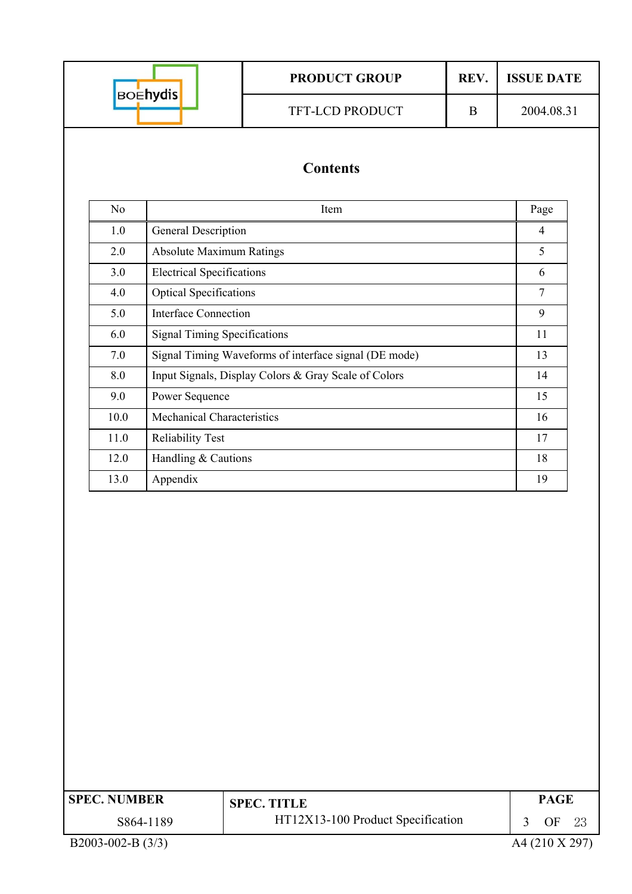# Contents

| No | Item | Page |
|---|---|---|
| 1.0 | General Description | 4 |
| 2.0 | Absolute Maximum Ratings | 5 |
| 3.0 | Electrical Specifications | 6 |
| 4.0 | Optical Specifications | 7 |
| 5.0 | Interface Connection | 9 |
| 6.0 | Signal Timing Specifications | 11 |
| 7.0 | Signal Timing Waveforms of interface signal (DE mode) | 13 |
| 8.0 | Input Signals, Display Colors & Gray Scale of Colors | 14 |
| 9.0 | Power Sequence | 15 |
| 10.0 | Mechanical Characteristics | 16 |
| 11.0 | Reliability Test | 17 |
| 12.0 | Handling & Cautions | 18 |
| 13.0 | Appendix | 19 |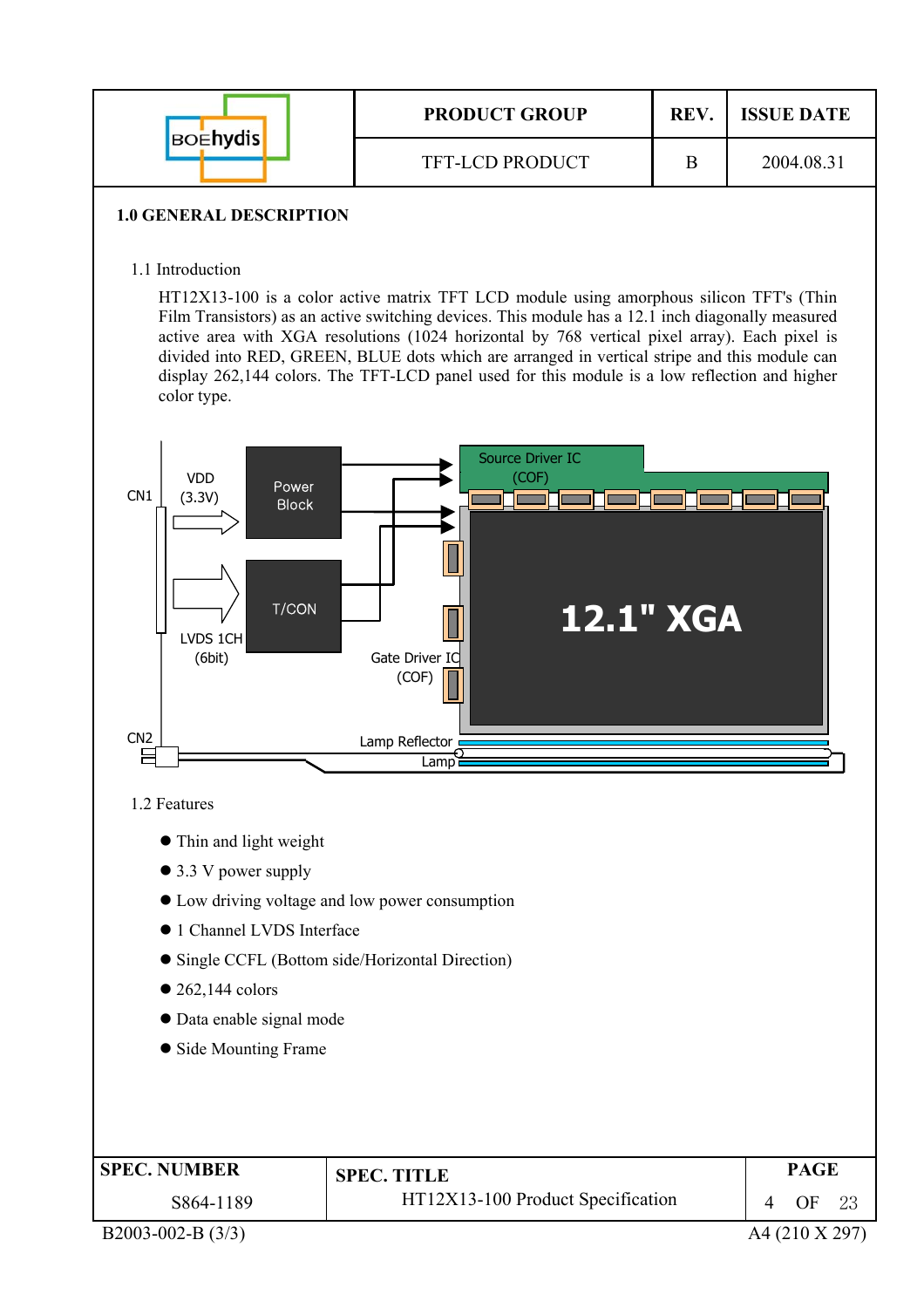## 1.0 GENERAL DESCRIPTION

### 1.1 Introduction

HT12X13-100 is a color active matrix TFT LCD module using amorphous silicon TFT's (Thin Film Transistors) as an active switching devices. This module has a 12.1 inch diagonally measured active area with XGA resolutions (1024 horizontal by 768 vertical pixel array). Each pixel is divided into RED, GREEN, BLUE dots which are arranged in vertical stripe and this module can display 262,144 colors. The TFT-LCD panel used for this module is a low reflection and higher color type.

### 1.2 Features

- Thin and light weight
- 3.3 V power supply
- Low driving voltage and low power consumption
- 1 Channel LVDS Interface
- Single CCFL (Bottom side/Horizontal Direction)
- 262,144 colors
- Data enable signal mode
- Side Mounting Frame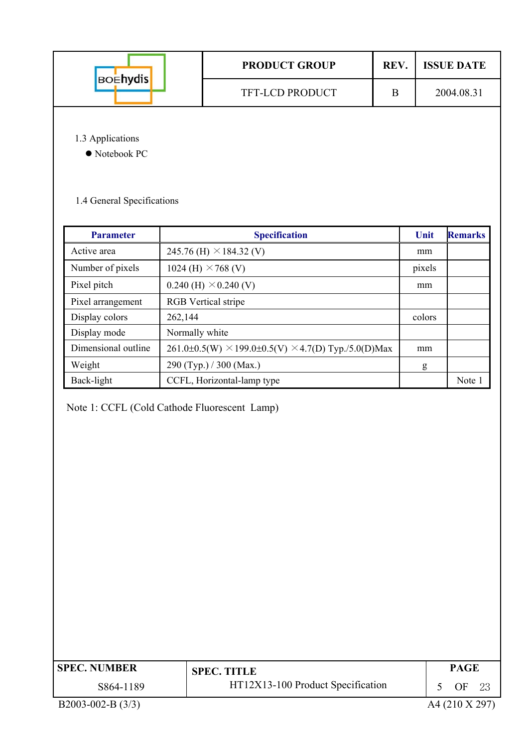### 1.3 Applications

- Notebook PC

### 1.4 General Specifications

| Parameter | Specification | Unit | Remarks |
|---|---|---|---|
| Active area | 245.76 (H) × 184.32 (V) | mm | |
| Number of pixels | 1024 (H) × 768 (V) | pixels | |
| Pixel pitch | 0.240 (H) × 0.240 (V) | mm | |
| Pixel arrangement | RGB Vertical stripe | | |
| Display colors | 262,144 | colors | |
| Display mode | Normally white | | |
| Dimensional outline | 261.0±0.5(W) × 199.0±0.5(V) × 4.7(D) Typ./5.0(D)Max | mm | |
| Weight | 290 (Typ.) / 300 (Max.) | g | |
| Back-light | CCFL, Horizontal-lamp type | | Note 1 |

Note 1: CCFL (Cold Cathode Fluorescent Lamp)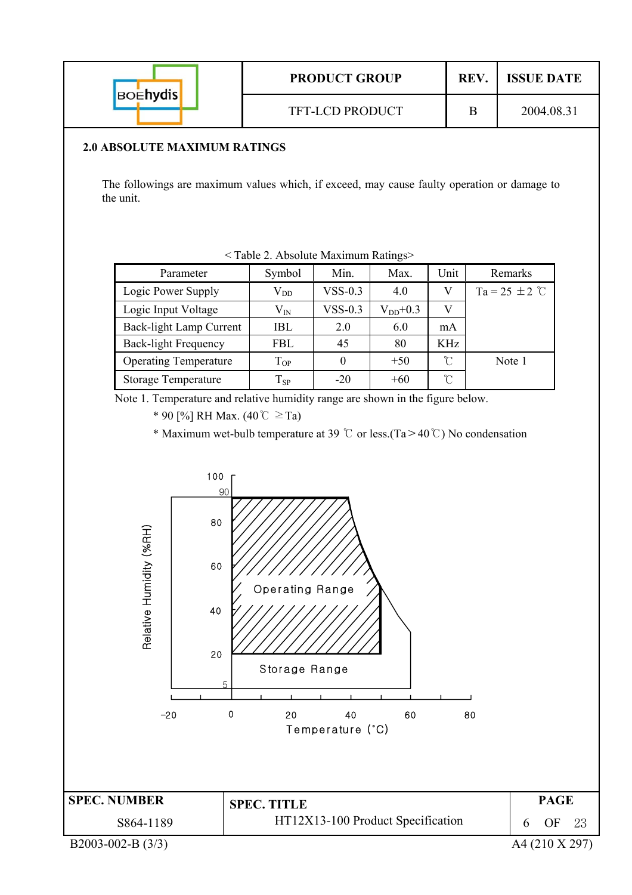## 2.0 ABSOLUTE MAXIMUM RATINGS

The followings are maximum values which, if exceed, may cause faulty operation or damage to the unit.

< Table 2. Absolute Maximum Ratings>

| Parameter | Symbol | Min. | Max. | Unit | Remarks |
|---|---|---|---|---|---|
| Logic Power Supply | $V_{DD}$ | VSS-0.3 | 4.0 | V | Ta = 25 ±2 ℃ |
| Logic Input Voltage | $V_{IN}$ | VSS-0.3 | $V_{DD}$+0.3 | V | |
| Back-light Lamp Current | IBL | 2.0 | 6.0 | mA | |
| Back-light Frequency | FBL | 45 | 80 | KHz | |
| Operating Temperature | $T_{OP}$ | 0 | +50 | ℃ | Note 1 |
| Storage Temperature | $T_{SP}$ | -20 | +60 | ℃ | |

Note 1. Temperature and relative humidity range are shown in the figure below.

* 90 [%] RH Max. (40℃ ≥Ta)
* Maximum wet-bulb temperature at 39 ℃ or less.(Ta＞40℃) No condensation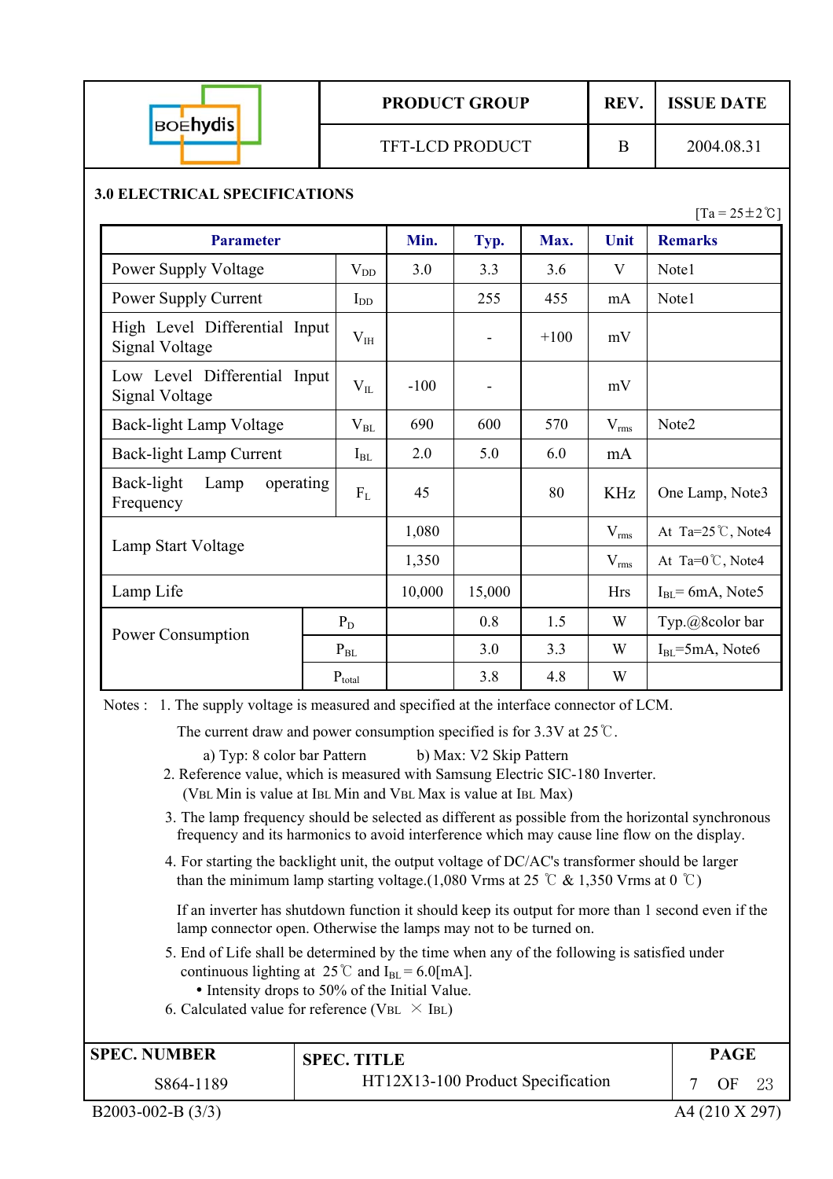## 3.0 ELECTRICAL SPECIFICATIONS

[Ta = 25±2℃]

| Parameter | | Min. | Typ. | Max. | Unit | Remarks |
|---|---|---|---|---|---|---|
| Power Supply Voltage | $V_{DD}$ | 3.0 | 3.3 | 3.6 | V | Note1 |
| Power Supply Current | $I_{DD}$ | | 255 | 455 | mA | Note1 |
| High Level Differential Input Signal Voltage | $V_{IH}$ | | - | +100 | mV | |
| Low Level Differential Input Signal Voltage | $V_{IL}$ | -100 | - | | mV | |
| Back-light Lamp Voltage | $V_{BL}$ | 690 | 600 | 570 | $V_{rms}$ | Note2 |
| Back-light Lamp Current | $I_{BL}$ | 2.0 | 5.0 | 6.0 | mA | |
| Back-light Lamp operating Frequency | $F_L$ | 45 | | 80 | KHz | One Lamp, Note3 |
| Lamp Start Voltage | | 1,080 | | | $V_{rms}$ | At Ta=25℃, Note4 |
| | | 1,350 | | | $V_{rms}$ | At Ta=0℃, Note4 |
| Lamp Life | | 10,000 | 15,000 | | Hrs | $I_{BL}$= 6mA, Note5 |
| Power Consumption | $P_D$ | | 0.8 | 1.5 | W | Typ.@8color bar |
| | $P_{BL}$ | | 3.0 | 3.3 | W | $I_{BL}$=5mA, Note6 |
| | $P_{total}$ | | 3.8 | 4.8 | W | |

Notes :

1. The supply voltage is measured and specified at the interface connector of LCM.
   The current draw and power consumption specified is for 3.3V at 25℃.
   a) Typ: 8 color bar Pattern  b) Max: V2 Skip Pattern
2. Reference value, which is measured with Samsung Electric SIC-180 Inverter.
   (VBL Min is value at IBL Min and VBL Max is value at IBL Max)
3. The lamp frequency should be selected as different as possible from the horizontal synchronous frequency and its harmonics to avoid interference which may cause line flow on the display.
4. For starting the backlight unit, the output voltage of DC/AC's transformer should be larger than the minimum lamp starting voltage.(1,080 Vrms at 25 ℃ & 1,350 Vrms at 0 ℃)

   If an inverter has shutdown function it should keep its output for more than 1 second even if the lamp connector open. Otherwise the lamps may not to be turned on.
5. End of Life shall be determined by the time when any of the following is satisfied under continuous lighting at 25℃ and $I_{BL}$ = 6.0[mA].
   - Intensity drops to 50% of the Initial Value.
6. Calculated value for reference (VBL × IBL)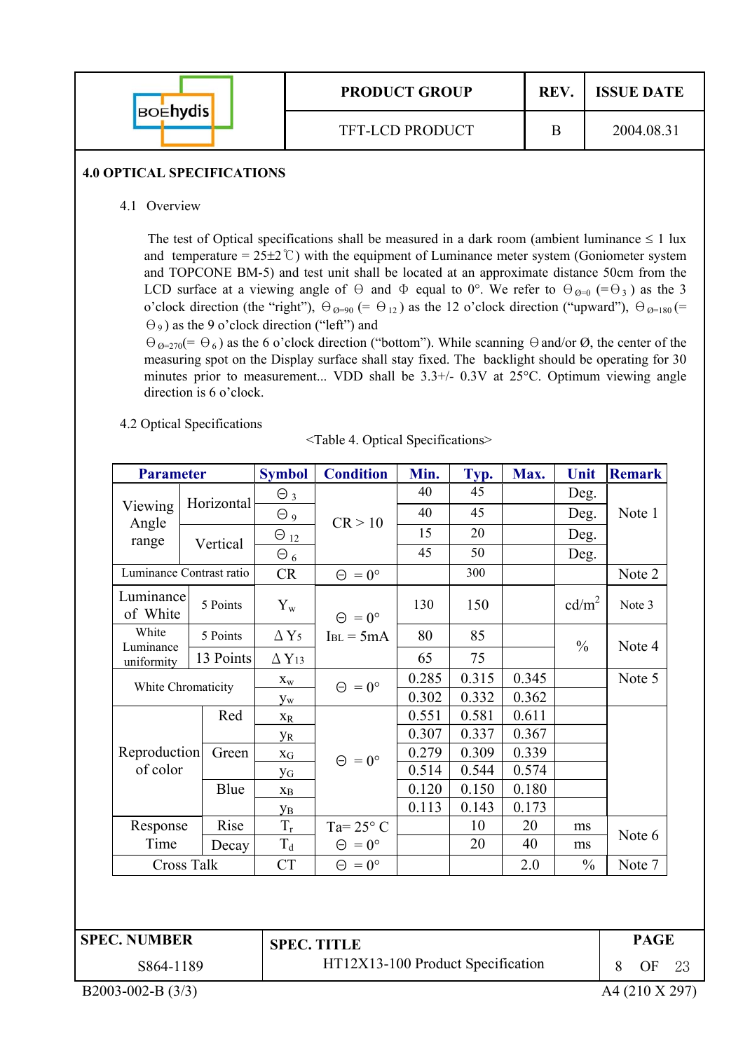## 4.0 OPTICAL SPECIFICATIONS

### 4.1 Overview

The test of Optical specifications shall be measured in a dark room (ambient luminance ≤ 1 lux and temperature = 25±2℃) with the equipment of Luminance meter system (Goniometer system and TOPCONE BM-5) and test unit shall be located at an approximate distance 50cm from the LCD surface at a viewing angle of Θ and Φ equal to 0°. We refer to $\Theta_{Ø=0}$ (=$\Theta_3$) as the 3 o'clock direction (the "right"), $\Theta_{Ø=90}$ (= $\Theta_{12}$) as the 12 o'clock direction ("upward"), $\Theta_{Ø=180}$ (= $\Theta_9$) as the 9 o'clock direction ("left") and $\Theta_{Ø=270}$(= $\Theta_6$) as the 6 o'clock direction ("bottom"). While scanning Θ and/or Ø, the center of the measuring spot on the Display surface shall stay fixed. The backlight should be operating for 30 minutes prior to measurement... VDD shall be 3.3+/- 0.3V at 25°C. Optimum viewing angle direction is 6 o'clock.

### 4.2 Optical Specifications

<Table 4. Optical Specifications>

| Parameter | | Symbol | Condition | Min. | Typ. | Max. | Unit | Remark |
|---|---|---|---|---|---|---|---|---|
| Viewing Angle range | Horizontal | $\Theta_3$ | CR > 10 | 40 | 45 | | Deg. | Note 1 |
| | | $\Theta_9$ | | 40 | 45 | | Deg. | |
| | Vertical | $\Theta_{12}$ | | 15 | 20 | | Deg. | |
| | | $\Theta_6$ | | 45 | 50 | | Deg. | |
| Luminance Contrast ratio | | CR | Θ = 0° | | 300 | | | Note 2 |
| Luminance of White | 5 Points | $Y_w$ | Θ = 0° $I_{BL}$ = 5mA | 130 | 150 | | cd/m$^2$ | Note 3 |
| White Luminance uniformity | 5 Points | $\Delta Y_5$ | | 80 | 85 | | % | Note 4 |
| | 13 Points | $\Delta Y_{13}$ | | 65 | 75 | | | |
| White Chromaticity | | $x_w$ | Θ = 0° | 0.285 | 0.315 | 0.345 | | Note 5 |
| | | $y_w$ | | 0.302 | 0.332 | 0.362 | | |
| Reproduction of color | Red | $x_R$ | Θ = 0° | 0.551 | 0.581 | 0.611 | | |
| | | $y_R$ | | 0.307 | 0.337 | 0.367 | | |
| | Green | $x_G$ | | 0.279 | 0.309 | 0.339 | | |
| | | $y_G$ | | 0.514 | 0.544 | 0.574 | | |
| | Blue | $x_B$ | | 0.120 | 0.150 | 0.180 | | |
| | | $y_B$ | | 0.113 | 0.143 | 0.173 | | |
| Response Time | Rise | $T_r$ | Ta= 25° C Θ = 0° | | 10 | 20 | ms | Note 6 |
| | Decay | $T_d$ | | | 20 | 40 | ms | |
| Cross Talk | | CT | Θ = 0° | | | 2.0 | % | Note 7 |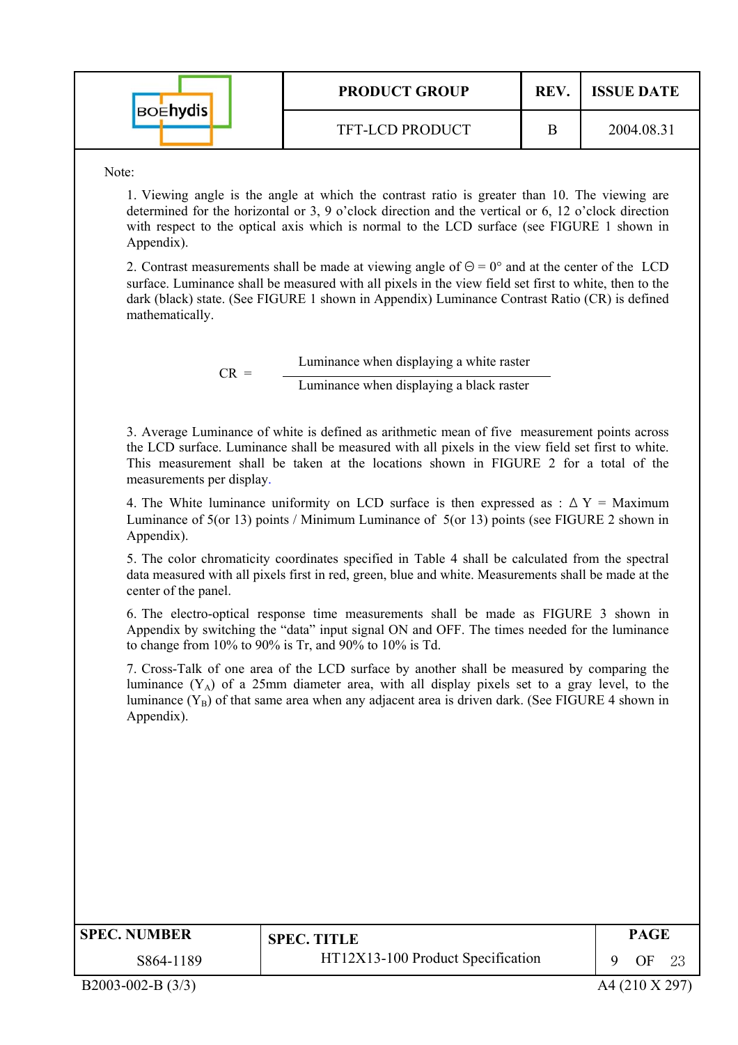Note:

1. Viewing angle is the angle at which the contrast ratio is greater than 10. The viewing are determined for the horizontal or 3, 9 o'clock direction and the vertical or 6, 12 o'clock direction with respect to the optical axis which is normal to the LCD surface (see FIGURE 1 shown in Appendix).

2. Contrast measurements shall be made at viewing angle of $\Theta = 0°$ and at the center of the LCD surface. Luminance shall be measured with all pixels in the view field set first to white, then to the dark (black) state. (See FIGURE 1 shown in Appendix) Luminance Contrast Ratio (CR) is defined mathematically.

$$CR = \frac{\text{Luminance when displaying a white raster}}{\text{Luminance when displaying a black raster}}$$

3. Average Luminance of white is defined as arithmetic mean of five measurement points across the LCD surface. Luminance shall be measured with all pixels in the view field set first to white. This measurement shall be taken at the locations shown in FIGURE 2 for a total of the measurements per display.

4. The White luminance uniformity on LCD surface is then expressed as : $\Delta$ Y = Maximum Luminance of 5(or 13) points / Minimum Luminance of 5(or 13) points (see FIGURE 2 shown in Appendix).

5. The color chromaticity coordinates specified in Table 4 shall be calculated from the spectral data measured with all pixels first in red, green, blue and white. Measurements shall be made at the center of the panel.

6. The electro-optical response time measurements shall be made as FIGURE 3 shown in Appendix by switching the "data" input signal ON and OFF. The times needed for the luminance to change from 10% to 90% is Tr, and 90% to 10% is Td.

7. Cross-Talk of one area of the LCD surface by another shall be measured by comparing the luminance ($Y_A$) of a 25mm diameter area, with all display pixels set to a gray level, to the luminance ($Y_B$) of that same area when any adjacent area is driven dark. (See FIGURE 4 shown in Appendix).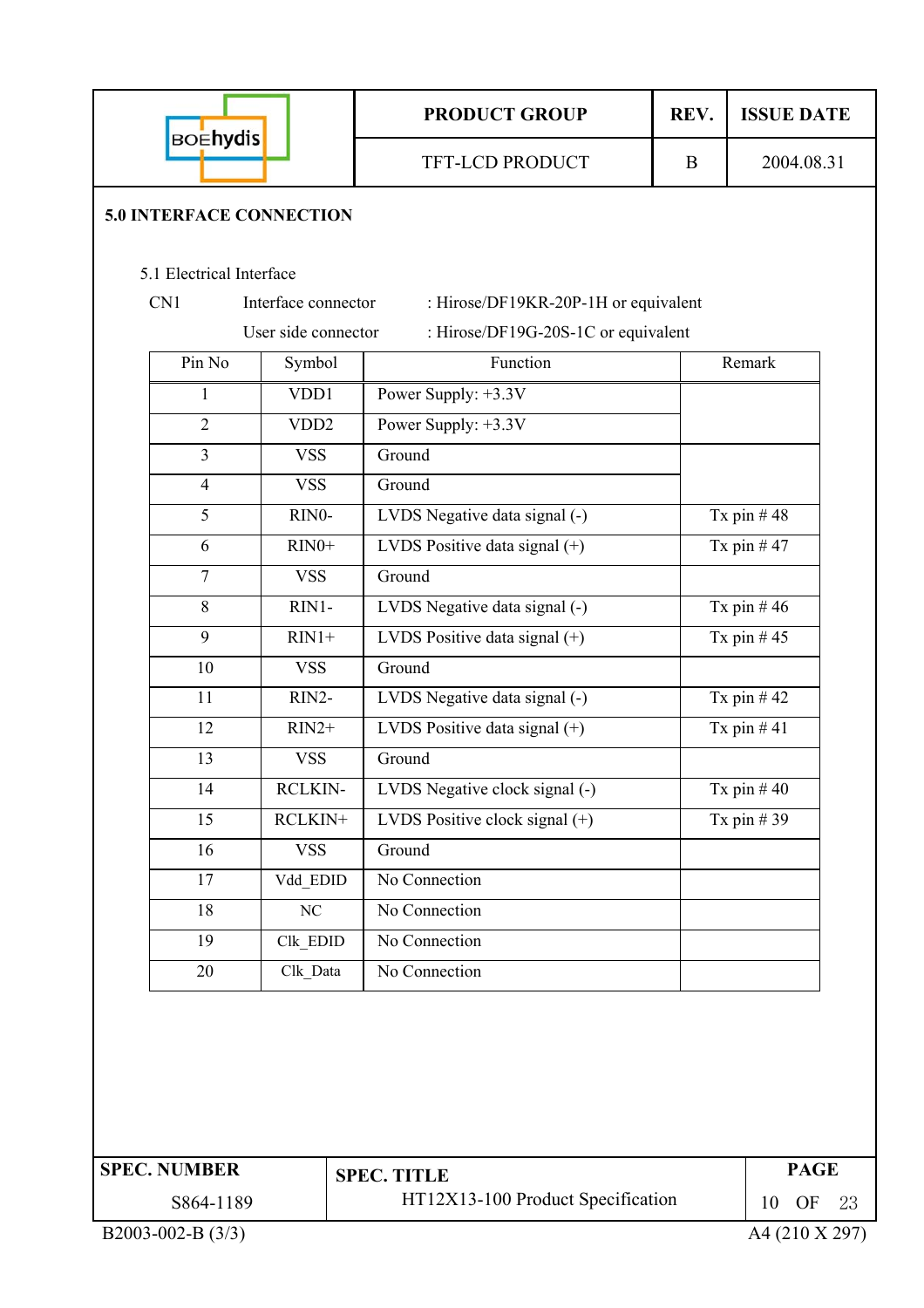## 5.0 INTERFACE CONNECTION

### 5.1 Electrical Interface

CN1 Interface connector : Hirose/DF19KR-20P-1H or equivalent

User side connector : Hirose/DF19G-20S-1C or equivalent

| Pin No | Symbol | Function | Remark |
|---|---|---|---|
| 1 | VDD1 | Power Supply: +3.3V | |
| 2 | VDD2 | Power Supply: +3.3V | |
| 3 | VSS | Ground | |
| 4 | VSS | Ground | |
| 5 | RIN0- | LVDS Negative data signal (-) | Tx pin # 48 |
| 6 | RIN0+ | LVDS Positive data signal (+) | Tx pin # 47 |
| 7 | VSS | Ground | |
| 8 | RIN1- | LVDS Negative data signal (-) | Tx pin # 46 |
| 9 | RIN1+ | LVDS Positive data signal (+) | Tx pin # 45 |
| 10 | VSS | Ground | |
| 11 | RIN2- | LVDS Negative data signal (-) | Tx pin # 42 |
| 12 | RIN2+ | LVDS Positive data signal (+) | Tx pin # 41 |
| 13 | VSS | Ground | |
| 14 | RCLKIN- | LVDS Negative clock signal (-) | Tx pin # 40 |
| 15 | RCLKIN+ | LVDS Positive clock signal (+) | Tx pin # 39 |
| 16 | VSS | Ground | |
| 17 | Vdd_EDID | No Connection | |
| 18 | NC | No Connection | |
| 19 | Clk_EDID | No Connection | |
| 20 | Clk_Data | No Connection | |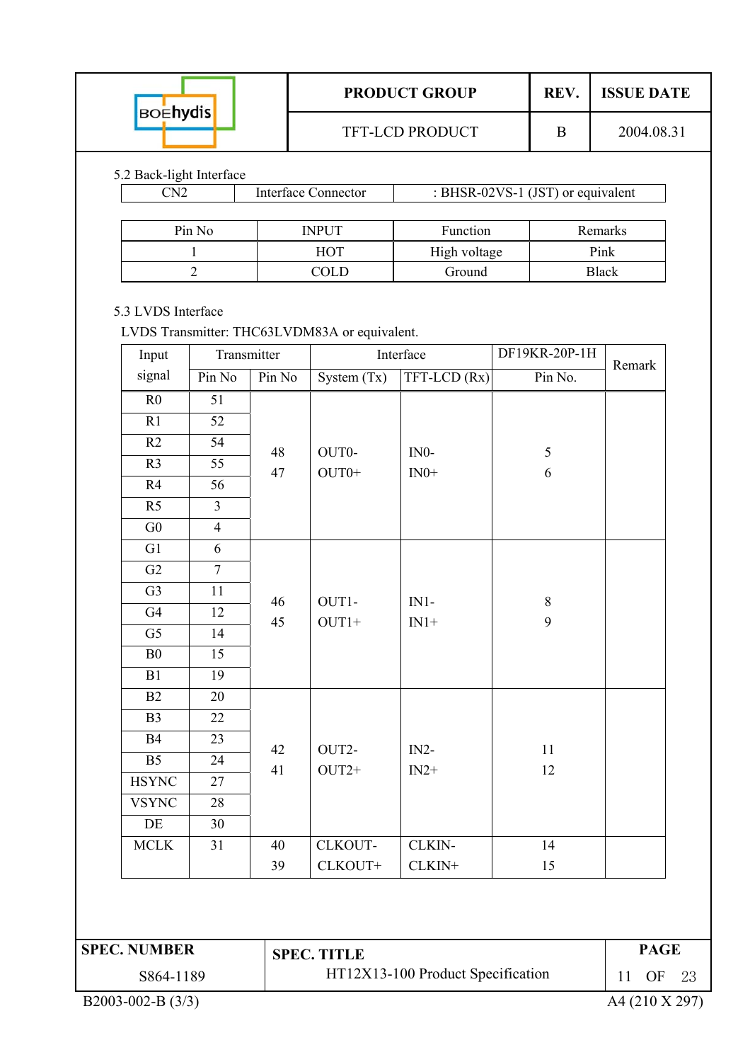## 5.2 Back-light Interface

| CN2 | Interface Connector | : BHSR-02VS-1 (JST) or equivalent |
|---|---|---|

| Pin No | INPUT | Function | Remarks |
|---|---|---|---|
| 1 | HOT | High voltage | Pink |
| 2 | COLD | Ground | Black |

## 5.3 LVDS Interface

LVDS Transmitter: THC63LVDM83A or equivalent.

| Input signal | Transmitter Pin No | Pin No | Interface System (Tx) | Interface TFT-LCD (Rx) | DF19KR-20P-1H Pin No. | Remark |
|---|---|---|---|---|---|---|
| R0 | 51 | 48<br>47 | OUT0-<br>OUT0+ | IN0-<br>IN0+ | 5<br>6 | |
| R1 | 52 | | | | | |
| R2 | 54 | | | | | |
| R3 | 55 | | | | | |
| R4 | 56 | | | | | |
| R5 | 3 | | | | | |
| G0 | 4 | | | | | |
| G1 | 6 | 46<br>45 | OUT1-<br>OUT1+ | IN1-<br>IN1+ | 8<br>9 | |
| G2 | 7 | | | | | |
| G3 | 11 | | | | | |
| G4 | 12 | | | | | |
| G5 | 14 | | | | | |
| B0 | 15 | | | | | |
| B1 | 19 | | | | | |
| B2 | 20 | 42<br>41 | OUT2-<br>OUT2+ | IN2-<br>IN2+ | 11<br>12 | |
| B3 | 22 | | | | | |
| B4 | 23 | | | | | |
| B5 | 24 | | | | | |
| HSYNC | 27 | | | | | |
| VSYNC | 28 | | | | | |
| DE | 30 | | | | | |
| MCLK | 31 | 40<br>39 | CLKOUT-<br>CLKOUT+ | CLKIN-<br>CLKIN+ | 14<br>15 | |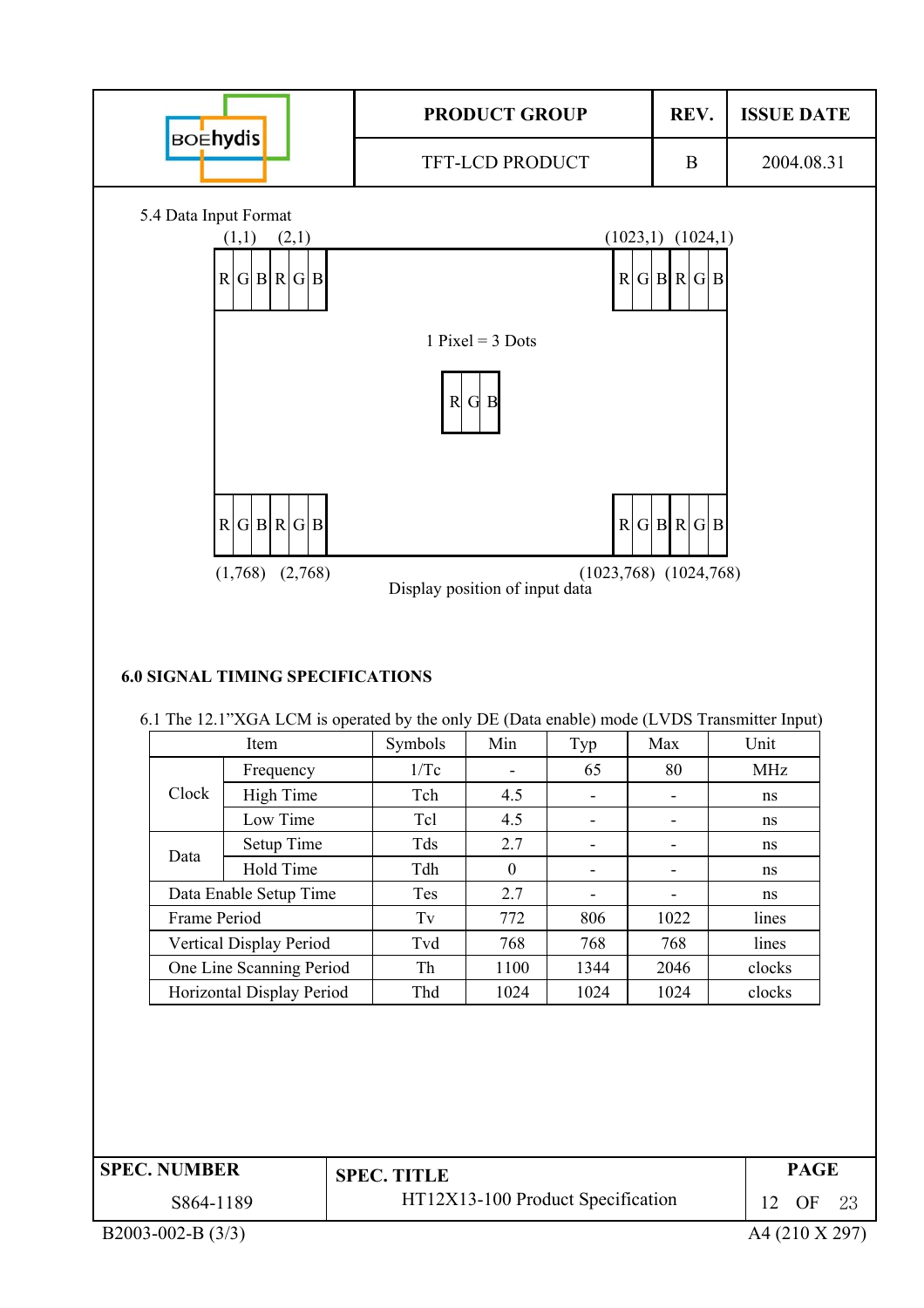5.4 Data Input Format

(1,1) (2,1) (1023,1) (1024,1)

R G B R G B ... R G B R G B

1 Pixel = 3 Dots

R G B

R G B R G B ... R G B R G B

(1,768) (2,768) (1023,768) (1024,768)

Display position of input data

## 6.0 SIGNAL TIMING SPECIFICATIONS

6.1 The 12.1"XGA LCM is operated by the only DE (Data enable) mode (LVDS Transmitter Input)

| Item | | Symbols | Min | Typ | Max | Unit |
|---|---|---|---|---|---|---|
| Clock | Frequency | 1/Tc | - | 65 | 80 | MHz |
| | High Time | Tch | 4.5 | - | - | ns |
| | Low Time | Tcl | 4.5 | - | - | ns |
| Data | Setup Time | Tds | 2.7 | - | - | ns |
| | Hold Time | Tdh | 0 | - | - | ns |
| Data Enable Setup Time | | Tes | 2.7 | - | - | ns |
| Frame Period | | Tv | 772 | 806 | 1022 | lines |
| Vertical Display Period | | Tvd | 768 | 768 | 768 | lines |
| One Line Scanning Period | | Th | 1100 | 1344 | 2046 | clocks |
| Horizontal Display Period | | Thd | 1024 | 1024 | 1024 | clocks |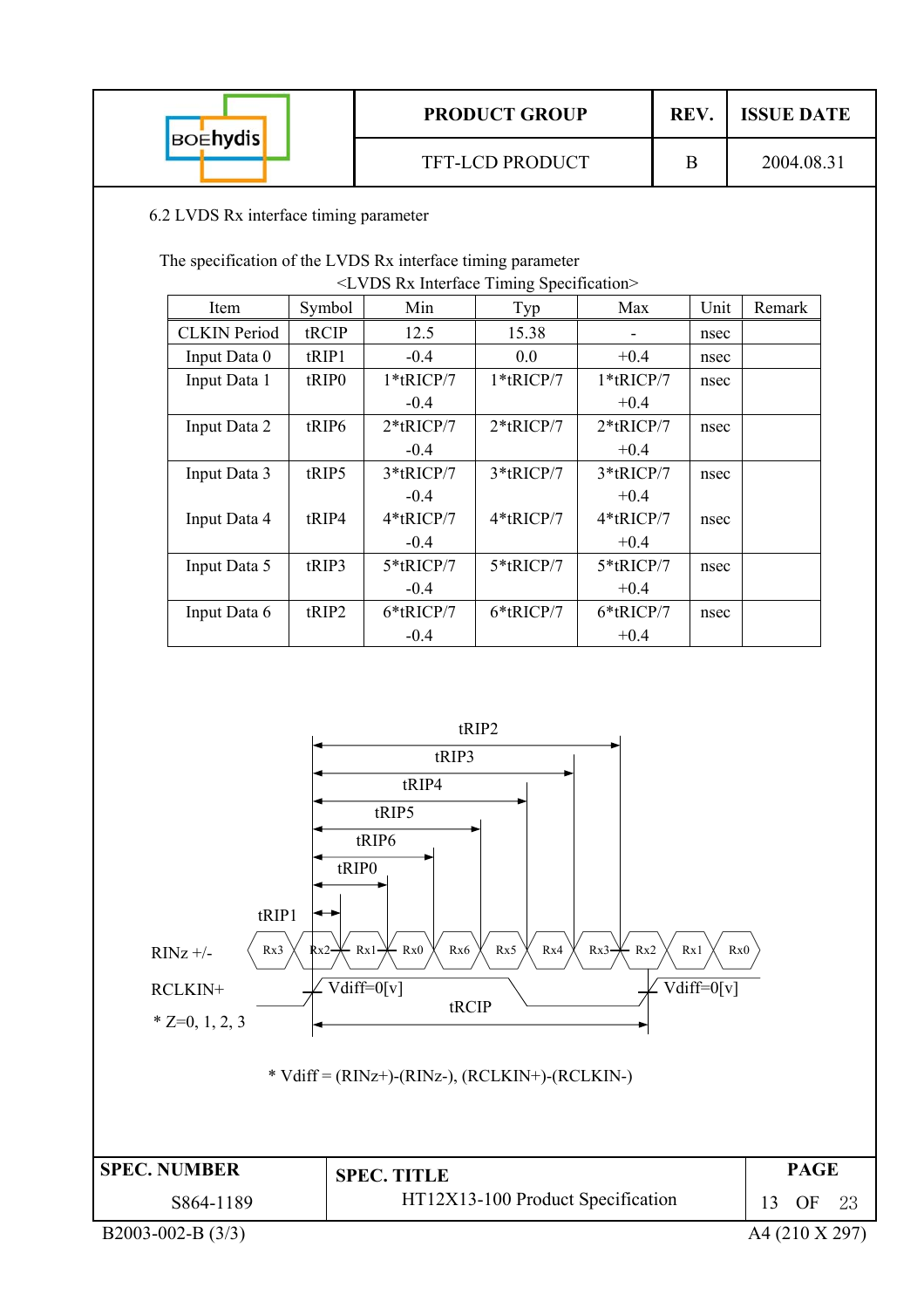## 6.2 LVDS Rx interface timing parameter

The specification of the LVDS Rx interface timing parameter

<LVDS Rx Interface Timing Specification>

| Item | Symbol | Min | Typ | Max | Unit | Remark |
|---|---|---|---|---|---|---|
| CLKIN Period | tRCIP | 12.5 | 15.38 | - | nsec | |
| Input Data 0 | tRIP1 | -0.4 | 0.0 | +0.4 | nsec | |
| Input Data 1 | tRIP0 | 1*tRICP/7 -0.4 | 1*tRICP/7 | 1*tRICP/7 +0.4 | nsec | |
| Input Data 2 | tRIP6 | 2*tRICP/7 -0.4 | 2*tRICP/7 | 2*tRICP/7 +0.4 | nsec | |
| Input Data 3 | tRIP5 | 3*tRICP/7 -0.4 | 3*tRICP/7 | 3*tRICP/7 +0.4 | nsec | |
| Input Data 4 | tRIP4 | 4*tRICP/7 -0.4 | 4*tRICP/7 | 4*tRICP/7 +0.4 | nsec | |
| Input Data 5 | tRIP3 | 5*tRICP/7 -0.4 | 5*tRICP/7 | 5*tRICP/7 +0.4 | nsec | |
| Input Data 6 | tRIP2 | 6*tRICP/7 -0.4 | 6*tRICP/7 | 6*tRICP/7 +0.4 | nsec | |

tRIP2, tRIP3, tRIP4, tRIP5, tRIP6, tRIP0, tRIP1

RINz +/- : Rx3, Rx2, Rx1, Rx0, Rx6, Rx5, Rx4, Rx3, Rx2, Rx1, Rx0

RCLKIN+ : Vdiff=0[v], tRCIP, Vdiff=0[v]

* Z=0, 1, 2, 3

* Vdiff = (RINz+)-(RINz-), (RCLKIN+)-(RCLKIN-)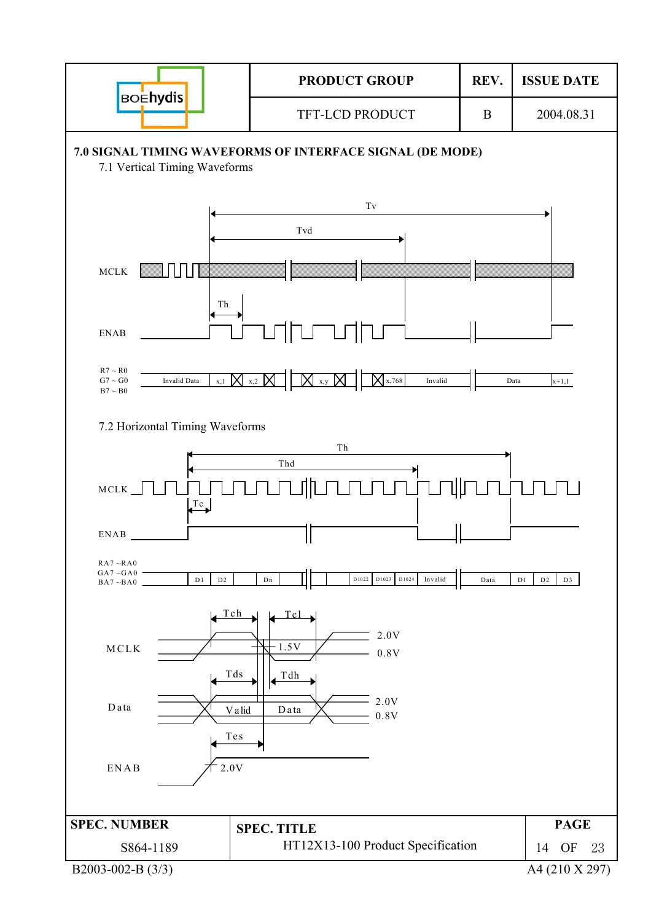## 7.0 SIGNAL TIMING WAVEFORMS OF INTERFACE SIGNAL (DE MODE)

### 7.1 Vertical Timing Waveforms

Tv

Tvd

MCLK

Th

ENAB

R7 ~ R0
G7 ~ G0
B7 ~ B0

Invalid Data | x,1 | x,2 | x,y | x,768 | Invalid | Data | x+1,1

### 7.2 Horizontal Timing Waveforms

Th

Thd

MCLK

Tc

ENAB

RA7 ~RA0
GA7 ~GA0
BA7 ~BA0

D1 | D2 | Dn | D1022 | D1023 | D1024 | Invalid | Data | D1 | D2 | D3

Tch Tcl

MCLK 1.5V 2.0V 0.8V

Tds Tdh

Data Valid Data 2.0V 0.8V

Tes

ENAB 2.0V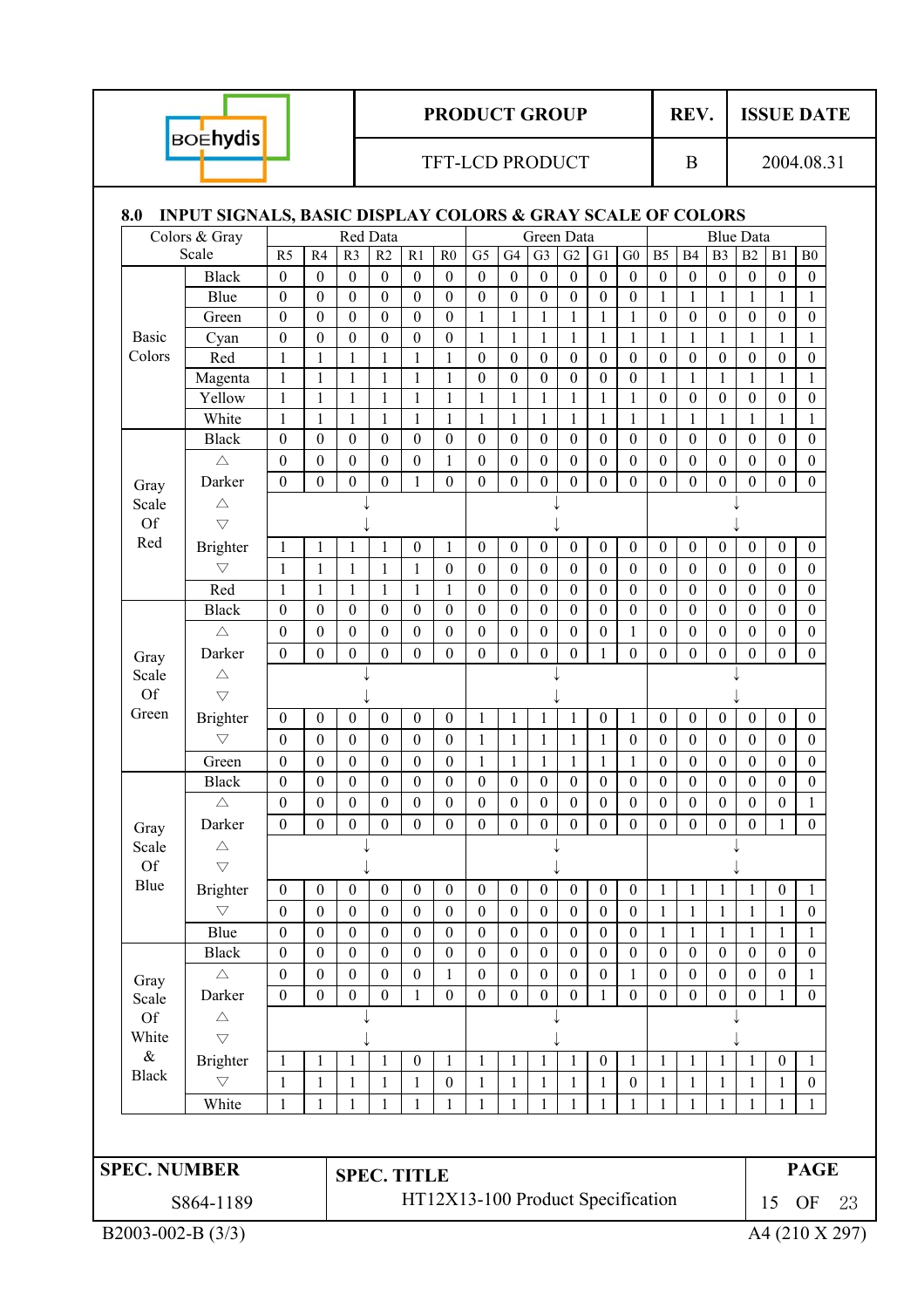## 8.0 INPUT SIGNALS, BASIC DISPLAY COLORS & GRAY SCALE OF COLORS

| Colors & Gray Scale | | Red Data | | | | | | Green Data | | | | | | Blue Data | | | | | |
|---|---|---|---|---|---|---|---|---|---|---|---|---|---|---|---|---|---|---|---|
| | | R5 | R4 | R3 | R2 | R1 | R0 | G5 | G4 | G3 | G2 | G1 | G0 | B5 | B4 | B3 | B2 | B1 | B0 |
| Basic Colors | Black | 0 | 0 | 0 | 0 | 0 | 0 | 0 | 0 | 0 | 0 | 0 | 0 | 0 | 0 | 0 | 0 | 0 | 0 |
| | Blue | 0 | 0 | 0 | 0 | 0 | 0 | 0 | 0 | 0 | 0 | 0 | 0 | 1 | 1 | 1 | 1 | 1 | 1 |
| | Green | 0 | 0 | 0 | 0 | 0 | 0 | 1 | 1 | 1 | 1 | 1 | 1 | 0 | 0 | 0 | 0 | 0 | 0 |
| | Cyan | 0 | 0 | 0 | 0 | 0 | 0 | 1 | 1 | 1 | 1 | 1 | 1 | 1 | 1 | 1 | 1 | 1 | 1 |
| | Red | 1 | 1 | 1 | 1 | 1 | 1 | 0 | 0 | 0 | 0 | 0 | 0 | 0 | 0 | 0 | 0 | 0 | 0 |
| | Magenta | 1 | 1 | 1 | 1 | 1 | 1 | 0 | 0 | 0 | 0 | 0 | 0 | 1 | 1 | 1 | 1 | 1 | 1 |
| | Yellow | 1 | 1 | 1 | 1 | 1 | 1 | 1 | 1 | 1 | 1 | 1 | 1 | 0 | 0 | 0 | 0 | 0 | 0 |
| | White | 1 | 1 | 1 | 1 | 1 | 1 | 1 | 1 | 1 | 1 | 1 | 1 | 1 | 1 | 1 | 1 | 1 | 1 |
| Gray Scale Of Red | Black | 0 | 0 | 0 | 0 | 0 | 0 | 0 | 0 | 0 | 0 | 0 | 0 | 0 | 0 | 0 | 0 | 0 | 0 |
| | △ | 0 | 0 | 0 | 0 | 0 | 1 | 0 | 0 | 0 | 0 | 0 | 0 | 0 | 0 | 0 | 0 | 0 | 0 |
| | Darker | 0 | 0 | 0 | 0 | 1 | 0 | 0 | 0 | 0 | 0 | 0 | 0 | 0 | 0 | 0 | 0 | 0 | 0 |
| | △ | ↓ | | | | | | ↓ | | | | | | ↓ | | | | | |
| | ▽ | ↓ | | | | | | ↓ | | | | | | ↓ | | | | | |
| | Brighter | 1 | 1 | 1 | 1 | 0 | 1 | 0 | 0 | 0 | 0 | 0 | 0 | 0 | 0 | 0 | 0 | 0 | 0 |
| | ▽ | 1 | 1 | 1 | 1 | 1 | 0 | 0 | 0 | 0 | 0 | 0 | 0 | 0 | 0 | 0 | 0 | 0 | 0 |
| | Red | 1 | 1 | 1 | 1 | 1 | 1 | 0 | 0 | 0 | 0 | 0 | 0 | 0 | 0 | 0 | 0 | 0 | 0 |
| Gray Scale Of Green | Black | 0 | 0 | 0 | 0 | 0 | 0 | 0 | 0 | 0 | 0 | 0 | 0 | 0 | 0 | 0 | 0 | 0 | 0 |
| | △ | 0 | 0 | 0 | 0 | 0 | 0 | 0 | 0 | 0 | 0 | 0 | 1 | 0 | 0 | 0 | 0 | 0 | 0 |
| | Darker | 0 | 0 | 0 | 0 | 0 | 0 | 0 | 0 | 0 | 0 | 1 | 0 | 0 | 0 | 0 | 0 | 0 | 0 |
| | △ | ↓ | | | | | | ↓ | | | | | | ↓ | | | | | |
| | ▽ | ↓ | | | | | | ↓ | | | | | | ↓ | | | | | |
| | Brighter | 0 | 0 | 0 | 0 | 0 | 0 | 1 | 1 | 1 | 1 | 0 | 1 | 0 | 0 | 0 | 0 | 0 | 0 |
| | ▽ | 0 | 0 | 0 | 0 | 0 | 0 | 1 | 1 | 1 | 1 | 1 | 0 | 0 | 0 | 0 | 0 | 0 | 0 |
| | Green | 0 | 0 | 0 | 0 | 0 | 0 | 1 | 1 | 1 | 1 | 1 | 1 | 0 | 0 | 0 | 0 | 0 | 0 |
| Gray Scale Of Blue | Black | 0 | 0 | 0 | 0 | 0 | 0 | 0 | 0 | 0 | 0 | 0 | 0 | 0 | 0 | 0 | 0 | 0 | 0 |
| | △ | 0 | 0 | 0 | 0 | 0 | 0 | 0 | 0 | 0 | 0 | 0 | 0 | 0 | 0 | 0 | 0 | 0 | 1 |
| | Darker | 0 | 0 | 0 | 0 | 0 | 0 | 0 | 0 | 0 | 0 | 0 | 0 | 0 | 0 | 0 | 0 | 1 | 0 |
| | △ | ↓ | | | | | | ↓ | | | | | | ↓ | | | | | |
| | ▽ | ↓ | | | | | | ↓ | | | | | | ↓ | | | | | |
| | Brighter | 0 | 0 | 0 | 0 | 0 | 0 | 0 | 0 | 0 | 0 | 0 | 0 | 1 | 1 | 1 | 1 | 0 | 1 |
| | ▽ | 0 | 0 | 0 | 0 | 0 | 0 | 0 | 0 | 0 | 0 | 0 | 0 | 1 | 1 | 1 | 1 | 1 | 0 |
| | Blue | 0 | 0 | 0 | 0 | 0 | 0 | 0 | 0 | 0 | 0 | 0 | 0 | 1 | 1 | 1 | 1 | 1 | 1 |
| Gray Scale Of White & Black | Black | 0 | 0 | 0 | 0 | 0 | 0 | 0 | 0 | 0 | 0 | 0 | 0 | 0 | 0 | 0 | 0 | 0 | 0 |
| | △ | 0 | 0 | 0 | 0 | 0 | 1 | 0 | 0 | 0 | 0 | 0 | 1 | 0 | 0 | 0 | 0 | 0 | 1 |
| | Darker | 0 | 0 | 0 | 0 | 1 | 0 | 0 | 0 | 0 | 0 | 1 | 0 | 0 | 0 | 0 | 0 | 1 | 0 |
| | △ | ↓ | | | | | | ↓ | | | | | | ↓ | | | | | |
| | ▽ | ↓ | | | | | | ↓ | | | | | | ↓ | | | | | |
| | Brighter | 1 | 1 | 1 | 1 | 0 | 1 | 1 | 1 | 1 | 1 | 0 | 1 | 1 | 1 | 1 | 1 | 0 | 1 |
| | ▽ | 1 | 1 | 1 | 1 | 1 | 0 | 1 | 1 | 1 | 1 | 1 | 0 | 1 | 1 | 1 | 1 | 1 | 0 |
| | White | 1 | 1 | 1 | 1 | 1 | 1 | 1 | 1 | 1 | 1 | 1 | 1 | 1 | 1 | 1 | 1 | 1 | 1 |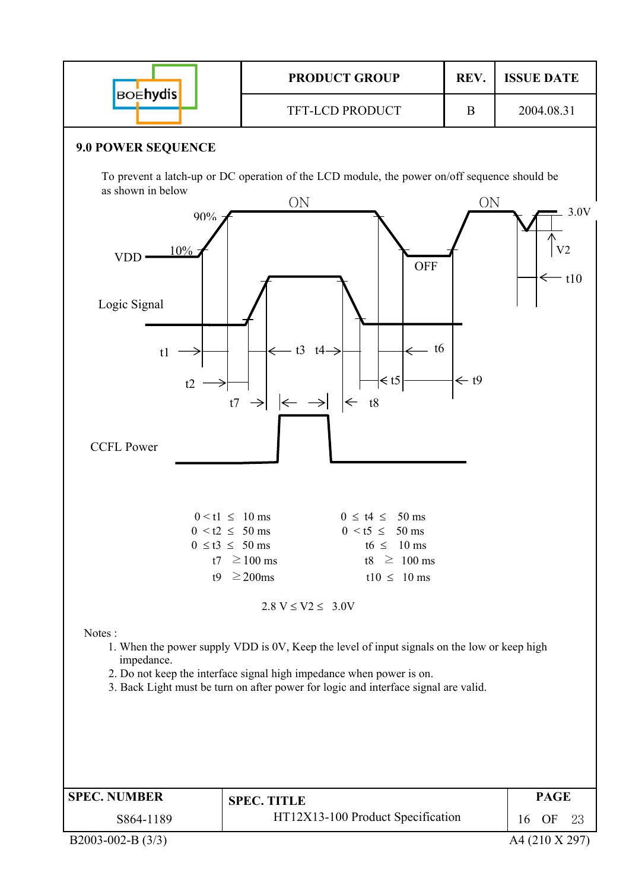## 9.0 POWER SEQUENCE

To prevent a latch-up or DC operation of the LCD module, the power on/off sequence should be as shown in below

| | |
|---|---|
| $0 < t1 \leq 10$ ms | $0 \leq t4 \leq 50$ ms |
| $0 < t2 \leq 50$ ms | $0 < t5 \leq 50$ ms |
| $0 \leq t3 \leq 50$ ms | $t6 \leq 10$ ms |
| $t7 \geq 100$ ms | $t8 \geq 100$ ms |
| $t9 \geq 200$ms | $t10 \leq 10$ ms |

$2.8\text{ V} \leq V2 \leq 3.0\text{V}$

Notes :

1. When the power supply VDD is 0V, Keep the level of input signals on the low or keep high impedance.
2. Do not keep the interface signal high impedance when power is on.
3. Back Light must be turn on after power for logic and interface signal are valid.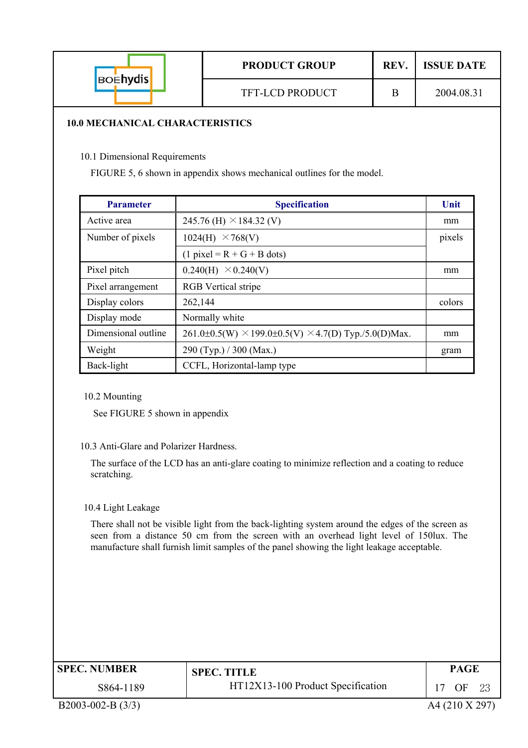## 10.0 MECHANICAL CHARACTERISTICS

10.1 Dimensional Requirements

FIGURE 5, 6 shown in appendix shows mechanical outlines for the model.

| Parameter | Specification | Unit |
|---|---|---|
| Active area | 245.76 (H) ×184.32 (V) | mm |
| Number of pixels | 1024(H) ×768(V) | pixels |
| | (1 pixel = R + G + B dots) | |
| Pixel pitch | 0.240(H) ×0.240(V) | mm |
| Pixel arrangement | RGB Vertical stripe | |
| Display colors | 262,144 | colors |
| Display mode | Normally white | |
| Dimensional outline | 261.0±0.5(W) ×199.0±0.5(V) ×4.7(D) Typ./5.0(D)Max. | mm |
| Weight | 290 (Typ.) / 300 (Max.) | gram |
| Back-light | CCFL, Horizontal-lamp type | |

10.2 Mounting

See FIGURE 5 shown in appendix

10.3 Anti-Glare and Polarizer Hardness.

The surface of the LCD has an anti-glare coating to minimize reflection and a coating to reduce scratching.

10.4 Light Leakage

There shall not be visible light from the back-lighting system around the edges of the screen as seen from a distance 50 cm from the screen with an overhead light level of 150lux. The manufacture shall furnish limit samples of the panel showing the light leakage acceptable.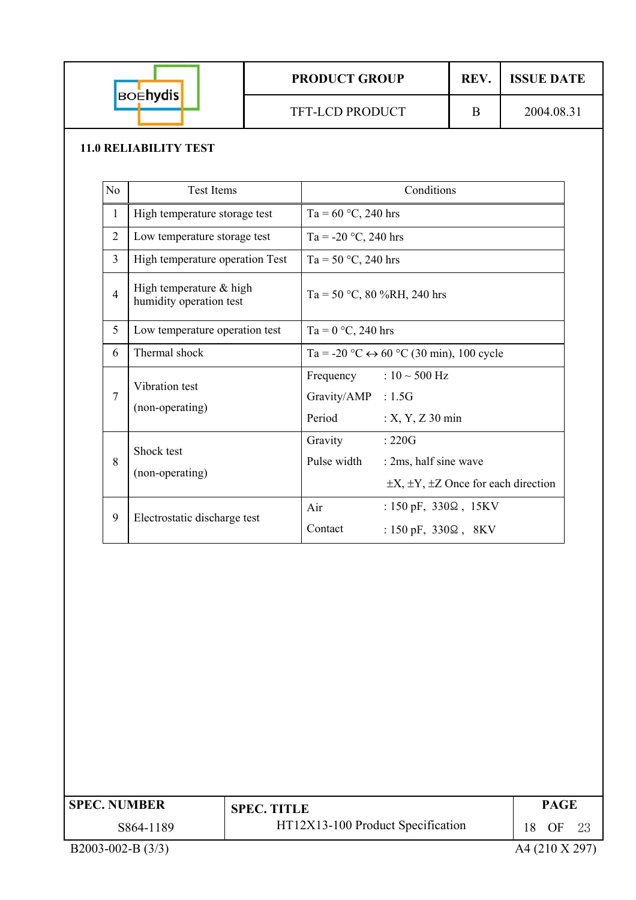## 11.0 RELIABILITY TEST

| No | Test Items | Conditions |
|---|---|---|
| 1 | High temperature storage test | Ta = 60 °C, 240 hrs |
| 2 | Low temperature storage test | Ta = -20 °C, 240 hrs |
| 3 | High temperature operation Test | Ta = 50 °C, 240 hrs |
| 4 | High temperature & high humidity operation test | Ta = 50 °C, 80 %RH, 240 hrs |
| 5 | Low temperature operation test | Ta = 0 °C, 240 hrs |
| 6 | Thermal shock | Ta = -20 °C ↔ 60 °C (30 min), 100 cycle |
| 7 | Vibration test (non-operating) | Frequency : 10 ~ 500 Hz<br>Gravity/AMP : 1.5G<br>Period : X, Y, Z 30 min |
| 8 | Shock test (non-operating) | Gravity : 220G<br>Pulse width : 2ms, half sine wave<br>±X, ±Y, ±Z Once for each direction |
| 9 | Electrostatic discharge test | Air : 150 pF, 330Ω , 15KV<br>Contact : 150 pF, 330Ω , 8KV |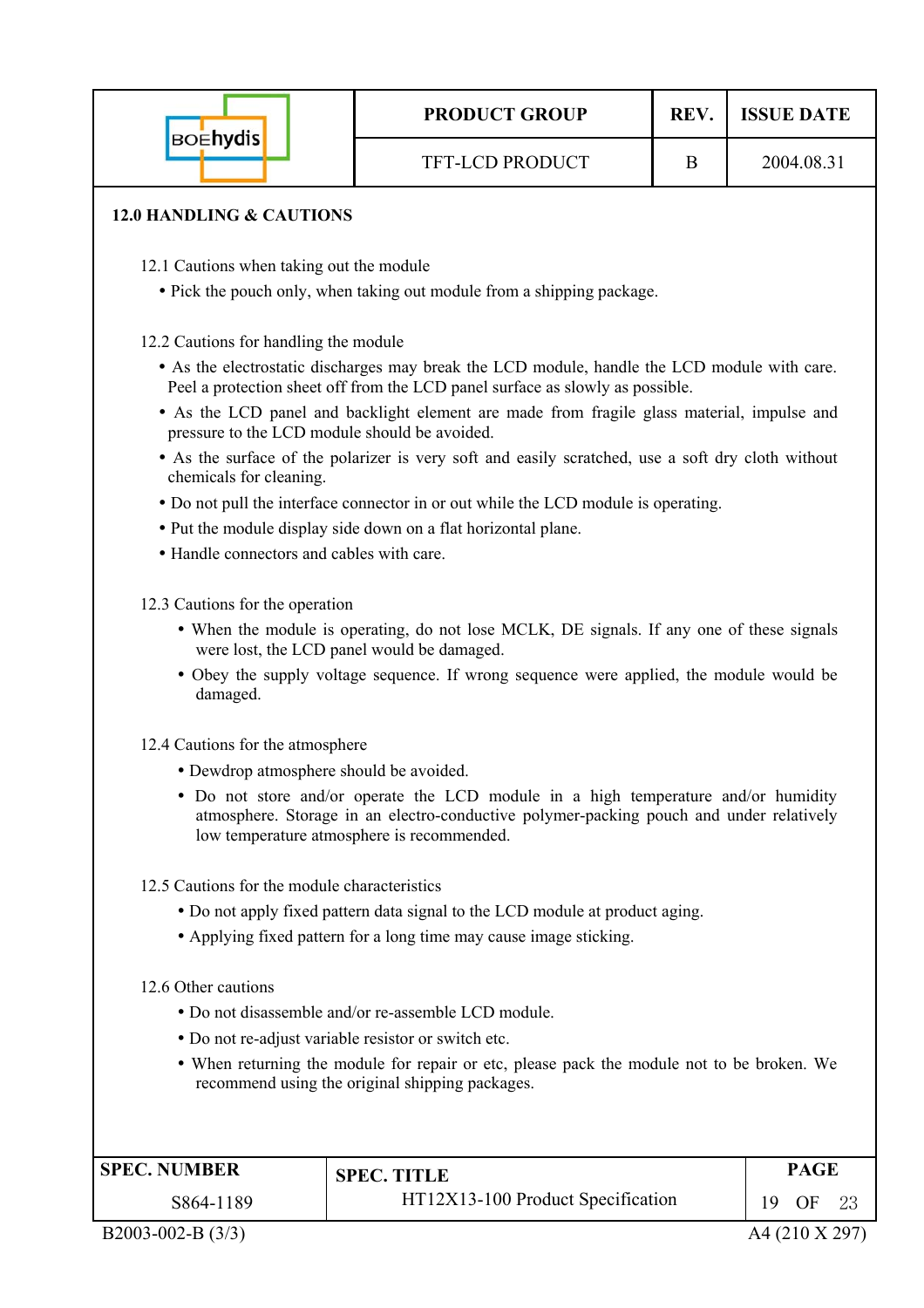## 12.0 HANDLING & CAUTIONS

### 12.1 Cautions when taking out the module

- Pick the pouch only, when taking out module from a shipping package.

### 12.2 Cautions for handling the module

- As the electrostatic discharges may break the LCD module, handle the LCD module with care. Peel a protection sheet off from the LCD panel surface as slowly as possible.
- As the LCD panel and backlight element are made from fragile glass material, impulse and pressure to the LCD module should be avoided.
- As the surface of the polarizer is very soft and easily scratched, use a soft dry cloth without chemicals for cleaning.
- Do not pull the interface connector in or out while the LCD module is operating.
- Put the module display side down on a flat horizontal plane.
- Handle connectors and cables with care.

### 12.3 Cautions for the operation

- When the module is operating, do not lose MCLK, DE signals. If any one of these signals were lost, the LCD panel would be damaged.
- Obey the supply voltage sequence. If wrong sequence were applied, the module would be damaged.

### 12.4 Cautions for the atmosphere

- Dewdrop atmosphere should be avoided.
- Do not store and/or operate the LCD module in a high temperature and/or humidity atmosphere. Storage in an electro-conductive polymer-packing pouch and under relatively low temperature atmosphere is recommended.

### 12.5 Cautions for the module characteristics

- Do not apply fixed pattern data signal to the LCD module at product aging.
- Applying fixed pattern for a long time may cause image sticking.

### 12.6 Other cautions

- Do not disassemble and/or re-assemble LCD module.
- Do not re-adjust variable resistor or switch etc.
- When returning the module for repair or etc, please pack the module not to be broken. We recommend using the original shipping packages.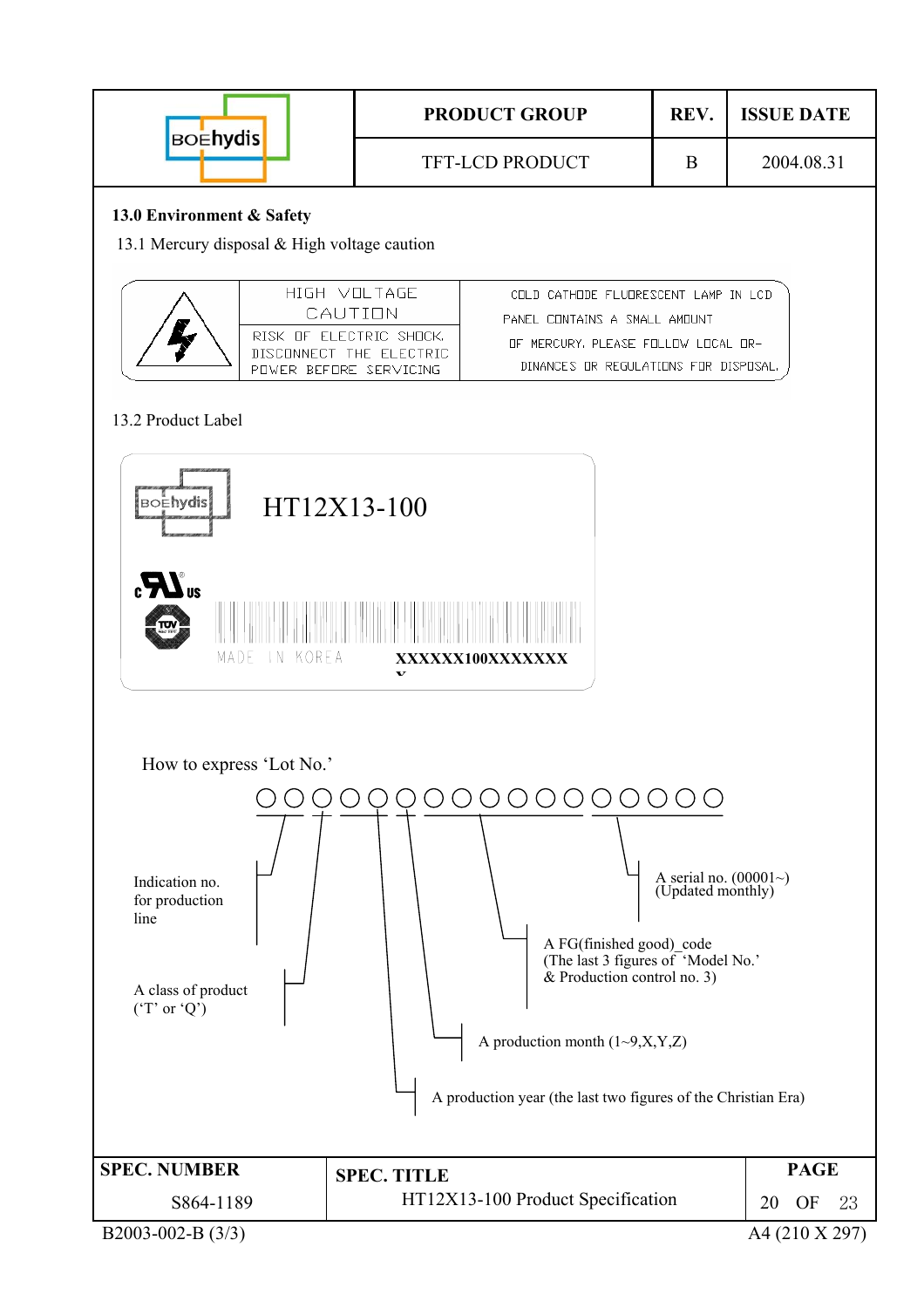## 13.0 Environment & Safety

### 13.1 Mercury disposal & High voltage caution

| | HIGH VOLTAGE CAUTION | COLD CATHODE FLUORESCENT LAMP IN LCD PANEL CONTAINS A SMALL AMOUNT OF MERCURY. PLEASE FOLLOW LOCAL ORDINANCES OR REGULATIONS FOR DISPOSAL. |
|---|---|---|
| | RISK OF ELECTRIC SHOCK. DISCONNECT THE ELECTRIC POWER BEFORE SERVICING | |

### 13.2 Product Label

BOEhydis

HT12X13-100

c US

TÜV

MADE IN KOREA

XXXXXX100XXXXXXXX

How to express 'Lot No.'

○○○○○○○○○○○○○○○○○

- Indication no. for production line
- A class of product ('T' or 'Q')
- A production year (the last two figures of the Christian Era)
- A production month (1~9,X,Y,Z)
- A FG(finished good)_code (The last 3 figures of 'Model No.' & Production control no. 3)
- A serial no. (00001~) (Updated monthly)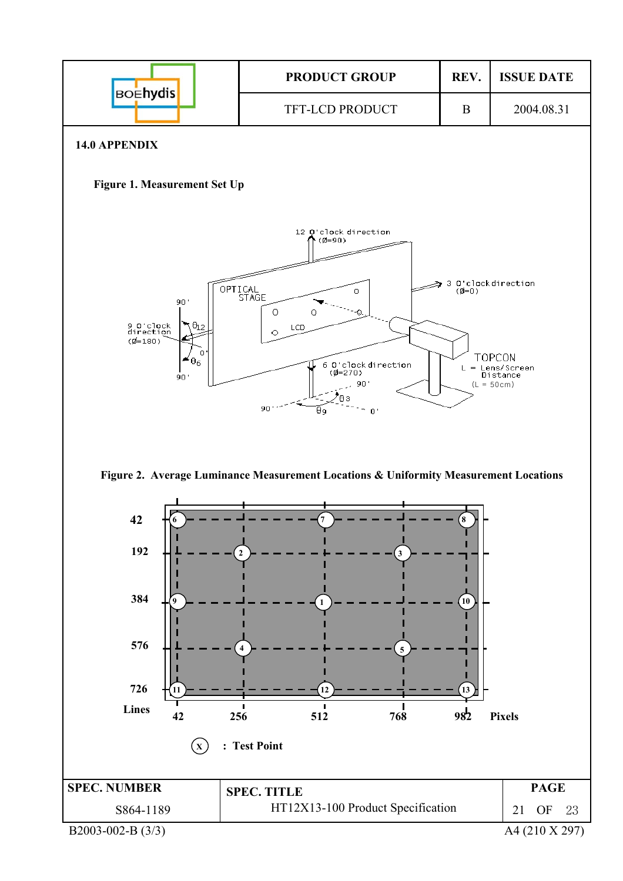## 14.0 APPENDIX

**Figure 1. Measurement Set Up**

**Figure 2. Average Luminance Measurement Locations & Uniformity Measurement Locations**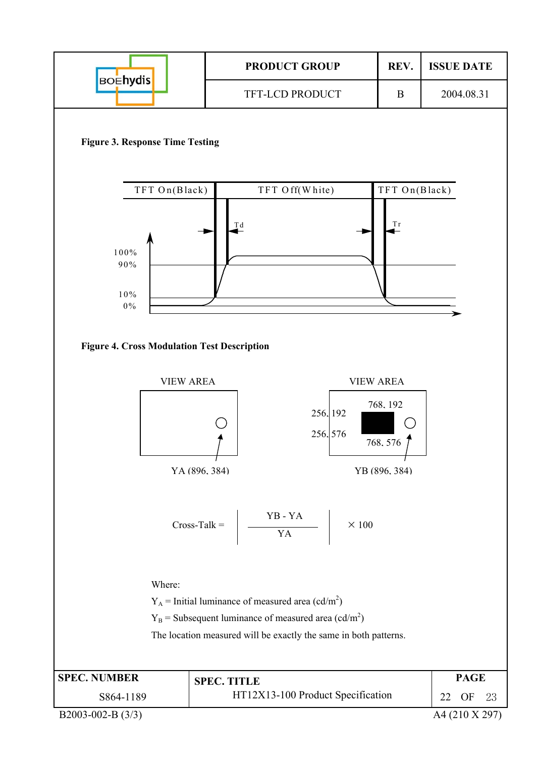**Figure 3. Response Time Testing**

TFT On(Black) | TFT Off(White) | TFT On(Black)

Td | Tr

100%
90%
10%
0%

**Figure 4. Cross Modulation Test Description**

VIEW AREA

YA (896, 384)

VIEW AREA

256, 192 | 768, 192
256, 576 | 768, 576

YB (896, 384)

$$\text{Cross-Talk} = \left| \frac{YB - YA}{YA} \right| \times 100$$

Where:

$Y_A$ = Initial luminance of measured area (cd/m$^2$)

$Y_B$ = Subsequent luminance of measured area (cd/m$^2$)

The location measured will be exactly the same in both patterns.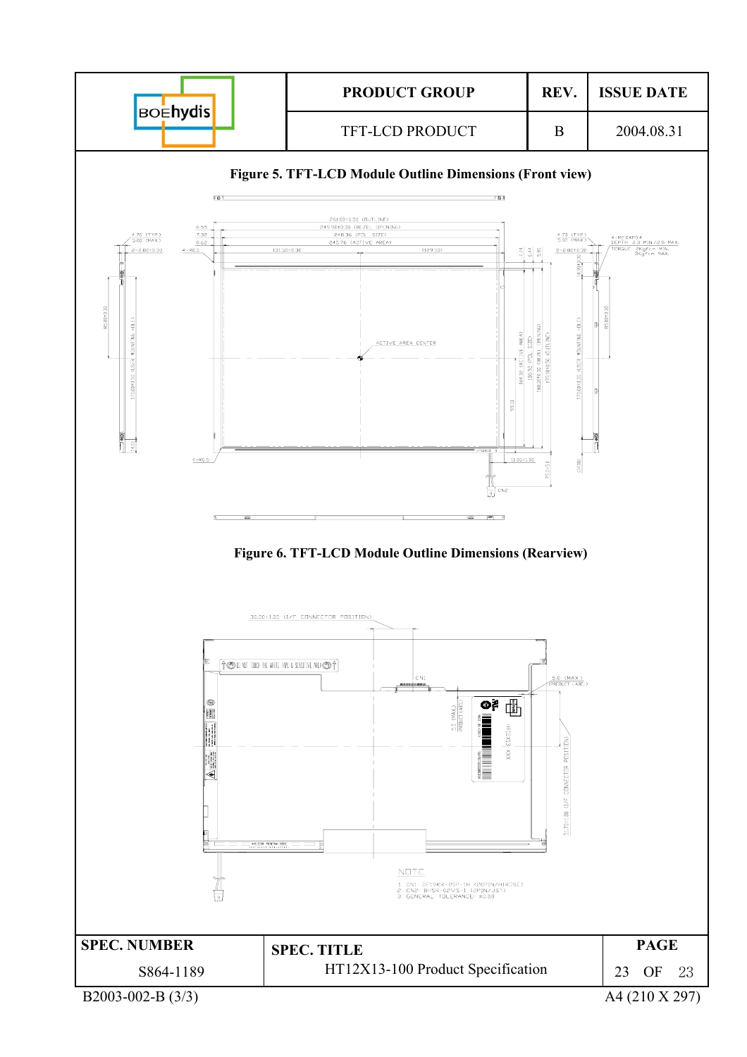**Figure 5. TFT-LCD Module Outline Dimensions (Front view)**

261.00±0.50 (OUTLINE)
249.98±0.30 (BEZEL OPENING)
248.36 (POL SIZE)
245.76 (ACTIVE AREA)
ACTIVE AREA CENTER
184.32 (ACTIVE AREA)
196.92 (POL SIZE)
188.00±0.30 (BEZEL OPENING)
199.00±0.50 (OUTLINE)
170.00±0.30 (USER MOUNTING HOLE)
4-M2.0XP0.4
DEPTH 2.3 MIN./2.5 MAX.
TORQUE 2Kgfcm MIN. 3Kgfcm MAX.
CN2

**Figure 6. TFT-LCD Module Outline Dimensions (Rearview)**

30.00±1.00 (I/F CONNECTOR POSITION)
DO NOT TOUCH THE WHITE TAPE & SENSITIVE AREA
CN1
5.0 (MAX.) (PRODUCT LABEL)
35.70±1.00 (I/F CONNECTOR POSITION)

NOTE
1. CN1: DF19KR-20P-1H (20PIN/HIROSE)
2. CN2: BHSR-02VS-1 (2PIN/JST)
3. GENERAL TOLERANCE: ±0.50